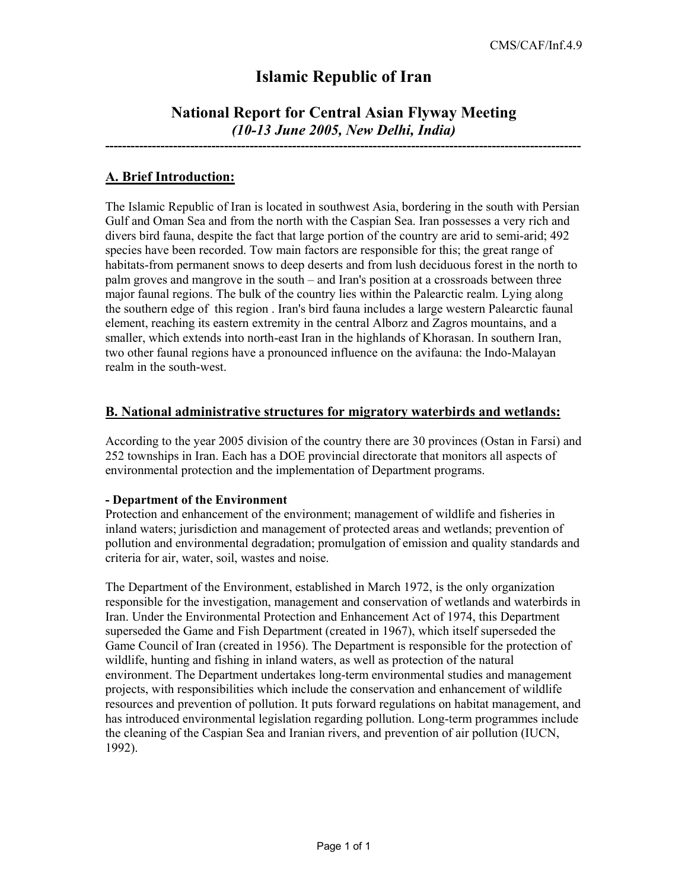CMS/CAF/Inf.4.9

# Islamic Republic of Iran

## National Report for Central Asian Flyway Meeting
*(10-13 June 2005, New Delhi, India)*

---

## A. Brief Introduction:

The Islamic Republic of Iran is located in southwest Asia, bordering in the south with Persian Gulf and Oman Sea and from the north with the Caspian Sea. Iran possesses a very rich and divers bird fauna, despite the fact that large portion of the country are arid to semi-arid; 492 species have been recorded. Tow main factors are responsible for this; the great range of habitats-from permanent snows to deep deserts and from lush deciduous forest in the north to palm groves and mangrove in the south – and Iran's position at a crossroads between three major faunal regions. The bulk of the country lies within the Palearctic realm. Lying along the southern edge of this region . Iran's bird fauna includes a large western Palearctic faunal element, reaching its eastern extremity in the central Alborz and Zagros mountains, and a smaller, which extends into north-east Iran in the highlands of Khorasan. In southern Iran, two other faunal regions have a pronounced influence on the avifauna: the Indo-Malayan realm in the south-west.

## B. National administrative structures for migratory waterbirds and wetlands:

According to the year 2005 division of the country there are 30 provinces (Ostan in Farsi) and 252 townships in Iran. Each has a DOE provincial directorate that monitors all aspects of environmental protection and the implementation of Department programs.

**- Department of the Environment**

Protection and enhancement of the environment; management of wildlife and fisheries in inland waters; jurisdiction and management of protected areas and wetlands; prevention of pollution and environmental degradation; promulgation of emission and quality standards and criteria for air, water, soil, wastes and noise.

The Department of the Environment, established in March 1972, is the only organization responsible for the investigation, management and conservation of wetlands and waterbirds in Iran. Under the Environmental Protection and Enhancement Act of 1974, this Department superseded the Game and Fish Department (created in 1967), which itself superseded the Game Council of Iran (created in 1956). The Department is responsible for the protection of wildlife, hunting and fishing in inland waters, as well as protection of the natural environment. The Department undertakes long-term environmental studies and management projects, with responsibilities which include the conservation and enhancement of wildlife resources and prevention of pollution. It puts forward regulations on habitat management, and has introduced environmental legislation regarding pollution. Long-term programmes include the cleaning of the Caspian Sea and Iranian rivers, and prevention of air pollution (IUCN, 1992).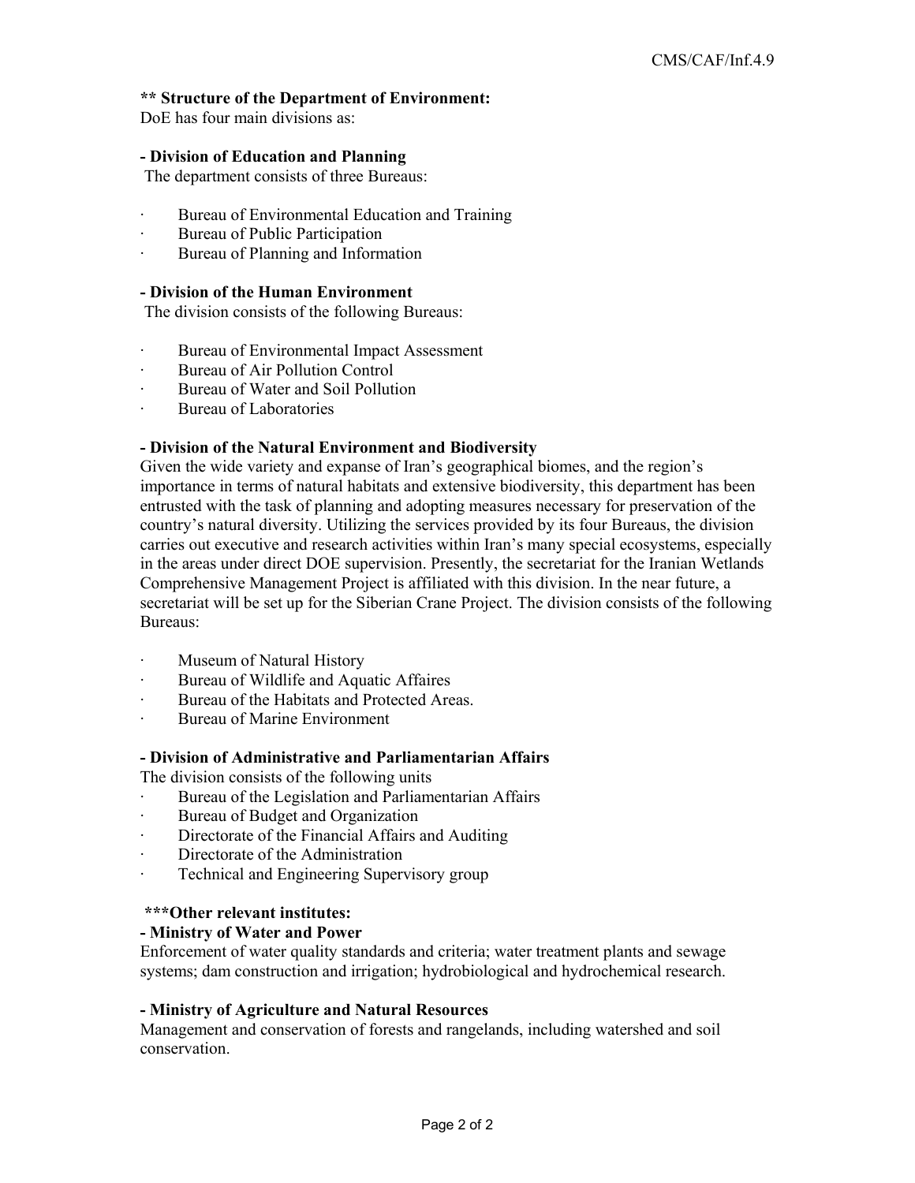**\*\* Structure of the Department of Environment:**

DoE has four main divisions as:

**- Division of Education and Planning**

The department consists of three Bureaus:

- Bureau of Environmental Education and Training
- Bureau of Public Participation
- Bureau of Planning and Information

**- Division of the Human Environment**

The division consists of the following Bureaus:

- Bureau of Environmental Impact Assessment
- Bureau of Air Pollution Control
- Bureau of Water and Soil Pollution
- Bureau of Laboratories

**- Division of the Natural Environment and Biodiversity**

Given the wide variety and expanse of Iran's geographical biomes, and the region's importance in terms of natural habitats and extensive biodiversity, this department has been entrusted with the task of planning and adopting measures necessary for preservation of the country's natural diversity. Utilizing the services provided by its four Bureaus, the division carries out executive and research activities within Iran's many special ecosystems, especially in the areas under direct DOE supervision. Presently, the secretariat for the Iranian Wetlands Comprehensive Management Project is affiliated with this division. In the near future, a secretariat will be set up for the Siberian Crane Project. The division consists of the following Bureaus:

- Museum of Natural History
- Bureau of Wildlife and Aquatic Affaires
- Bureau of the Habitats and Protected Areas.
- Bureau of Marine Environment

**- Division of Administrative and Parliamentarian Affairs**

The division consists of the following units

- Bureau of the Legislation and Parliamentarian Affairs
- Bureau of Budget and Organization
- Directorate of the Financial Affairs and Auditing
- Directorate of the Administration
- Technical and Engineering Supervisory group

**\*\*\*Other relevant institutes:**

**- Ministry of Water and Power**

Enforcement of water quality standards and criteria; water treatment plants and sewage systems; dam construction and irrigation; hydrobiological and hydrochemical research.

**- Ministry of Agriculture and Natural Resources**

Management and conservation of forests and rangelands, including watershed and soil conservation.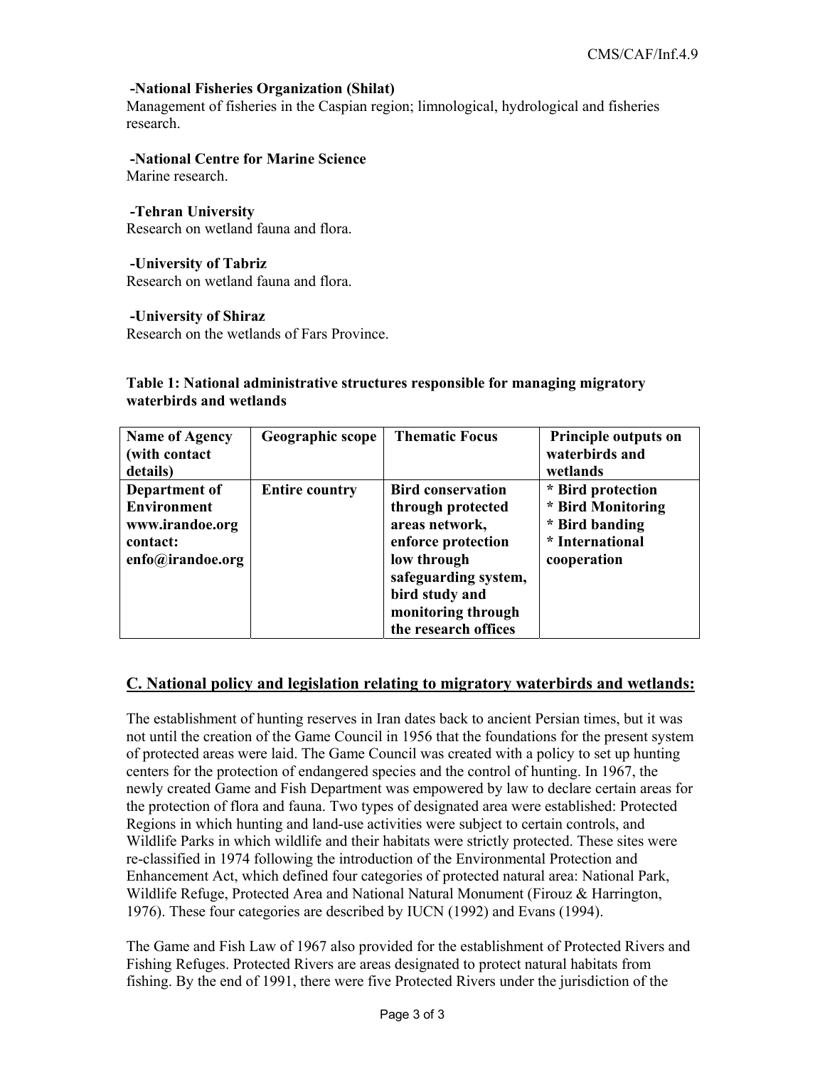**-National Fisheries Organization (Shilat)**
Management of fisheries in the Caspian region; limnological, hydrological and fisheries research.

**-National Centre for Marine Science**
Marine research.

**-Tehran University**
Research on wetland fauna and flora.

**-University of Tabriz**
Research on wetland fauna and flora.

**-University of Shiraz**
Research on the wetlands of Fars Province.

**Table 1: National administrative structures responsible for managing migratory waterbirds and wetlands**

| Name of Agency (with contact details) | Geographic scope | Thematic Focus | Principle outputs on waterbirds and wetlands |
|---|---|---|---|
| **Department of Environment www.irandoe.org contact: enfo@irandoe.org** | **Entire country** | **Bird conservation through protected areas network, enforce protection low through safeguarding system, bird study and monitoring through the research offices** | **\* Bird protection<br>\* Bird Monitoring<br>\* Bird banding<br>\* International cooperation** |

## C. National policy and legislation relating to migratory waterbirds and wetlands:

The establishment of hunting reserves in Iran dates back to ancient Persian times, but it was not until the creation of the Game Council in 1956 that the foundations for the present system of protected areas were laid. The Game Council was created with a policy to set up hunting centers for the protection of endangered species and the control of hunting. In 1967, the newly created Game and Fish Department was empowered by law to declare certain areas for the protection of flora and fauna. Two types of designated area were established: Protected Regions in which hunting and land-use activities were subject to certain controls, and Wildlife Parks in which wildlife and their habitats were strictly protected. These sites were re-classified in 1974 following the introduction of the Environmental Protection and Enhancement Act, which defined four categories of protected natural area: National Park, Wildlife Refuge, Protected Area and National Natural Monument (Firouz & Harrington, 1976). These four categories are described by IUCN (1992) and Evans (1994).

The Game and Fish Law of 1967 also provided for the establishment of Protected Rivers and Fishing Refuges. Protected Rivers are areas designated to protect natural habitats from fishing. By the end of 1991, there were five Protected Rivers under the jurisdiction of the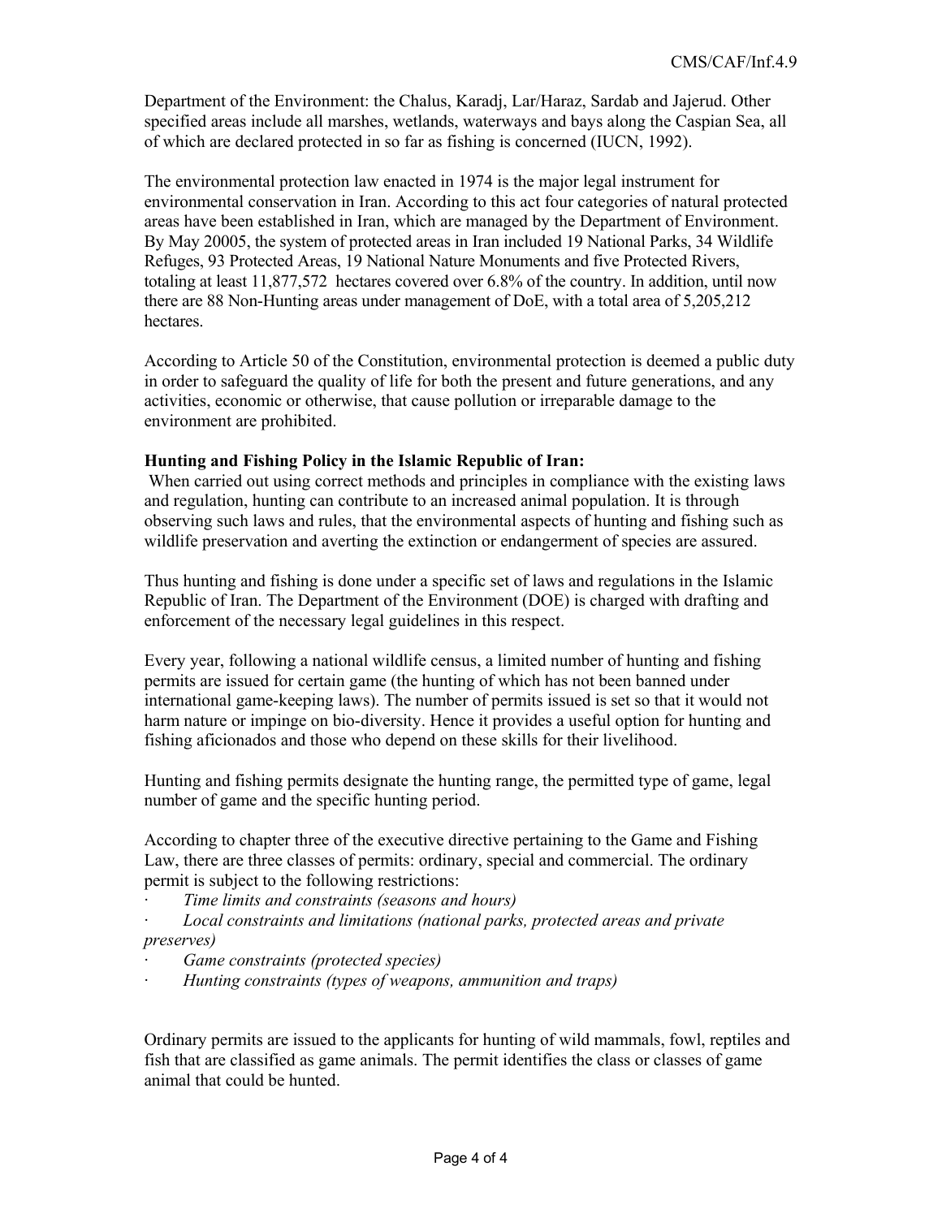Department of the Environment: the Chalus, Karadj, Lar/Haraz, Sardab and Jajerud. Other specified areas include all marshes, wetlands, waterways and bays along the Caspian Sea, all of which are declared protected in so far as fishing is concerned (IUCN, 1992).

The environmental protection law enacted in 1974 is the major legal instrument for environmental conservation in Iran. According to this act four categories of natural protected areas have been established in Iran, which are managed by the Department of Environment. By May 20005, the system of protected areas in Iran included 19 National Parks, 34 Wildlife Refuges, 93 Protected Areas, 19 National Nature Monuments and five Protected Rivers, totaling at least 11,877,572 hectares covered over 6.8% of the country. In addition, until now there are 88 Non-Hunting areas under management of DoE, with a total area of 5,205,212 hectares.

According to Article 50 of the Constitution, environmental protection is deemed a public duty in order to safeguard the quality of life for both the present and future generations, and any activities, economic or otherwise, that cause pollution or irreparable damage to the environment are prohibited.

**Hunting and Fishing Policy in the Islamic Republic of Iran:**

When carried out using correct methods and principles in compliance with the existing laws and regulation, hunting can contribute to an increased animal population. It is through observing such laws and rules, that the environmental aspects of hunting and fishing such as wildlife preservation and averting the extinction or endangerment of species are assured.

Thus hunting and fishing is done under a specific set of laws and regulations in the Islamic Republic of Iran. The Department of the Environment (DOE) is charged with drafting and enforcement of the necessary legal guidelines in this respect.

Every year, following a national wildlife census, a limited number of hunting and fishing permits are issued for certain game (the hunting of which has not been banned under international game-keeping laws). The number of permits issued is set so that it would not harm nature or impinge on bio-diversity. Hence it provides a useful option for hunting and fishing aficionados and those who depend on these skills for their livelihood.

Hunting and fishing permits designate the hunting range, the permitted type of game, legal number of game and the specific hunting period.

According to chapter three of the executive directive pertaining to the Game and Fishing Law, there are three classes of permits: ordinary, special and commercial. The ordinary permit is subject to the following restrictions:

- *Time limits and constraints (seasons and hours)*
- *Local constraints and limitations (national parks, protected areas and private preserves)*
- *Game constraints (protected species)*
- *Hunting constraints (types of weapons, ammunition and traps)*

Ordinary permits are issued to the applicants for hunting of wild mammals, fowl, reptiles and fish that are classified as game animals. The permit identifies the class or classes of game animal that could be hunted.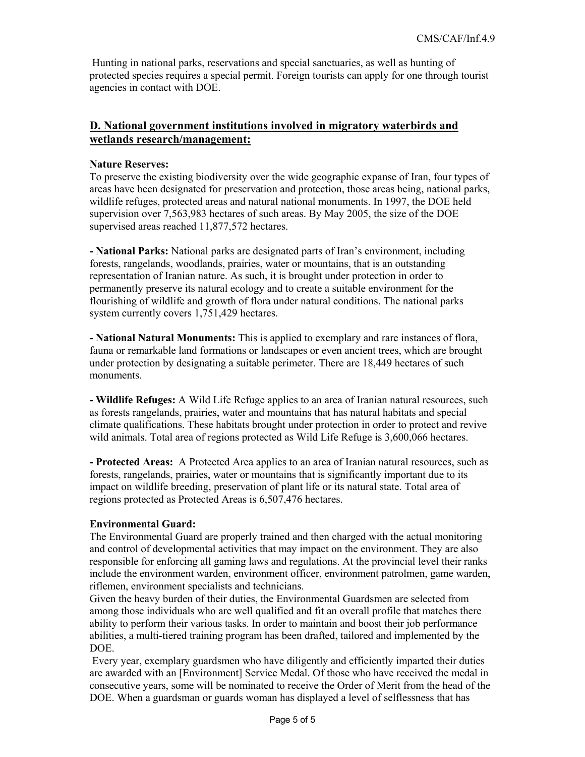Hunting in national parks, reservations and special sanctuaries, as well as hunting of protected species requires a special permit. Foreign tourists can apply for one through tourist agencies in contact with DOE.

## D. National government institutions involved in migratory waterbirds and wetlands research/management:

**Nature Reserves:**

To preserve the existing biodiversity over the wide geographic expanse of Iran, four types of areas have been designated for preservation and protection, those areas being, national parks, wildlife refuges, protected areas and natural national monuments. In 1997, the DOE held supervision over 7,563,983 hectares of such areas. By May 2005, the size of the DOE supervised areas reached 11,877,572 hectares.

**- National Parks:** National parks are designated parts of Iran's environment, including forests, rangelands, woodlands, prairies, water or mountains, that is an outstanding representation of Iranian nature. As such, it is brought under protection in order to permanently preserve its natural ecology and to create a suitable environment for the flourishing of wildlife and growth of flora under natural conditions. The national parks system currently covers 1,751,429 hectares.

**- National Natural Monuments:** This is applied to exemplary and rare instances of flora, fauna or remarkable land formations or landscapes or even ancient trees, which are brought under protection by designating a suitable perimeter. There are 18,449 hectares of such monuments.

**- Wildlife Refuges:** A Wild Life Refuge applies to an area of Iranian natural resources, such as forests rangelands, prairies, water and mountains that has natural habitats and special climate qualifications. These habitats brought under protection in order to protect and revive wild animals. Total area of regions protected as Wild Life Refuge is 3,600,066 hectares.

**- Protected Areas:** A Protected Area applies to an area of Iranian natural resources, such as forests, rangelands, prairies, water or mountains that is significantly important due to its impact on wildlife breeding, preservation of plant life or its natural state. Total area of regions protected as Protected Areas is 6,507,476 hectares.

**Environmental Guard:**

The Environmental Guard are properly trained and then charged with the actual monitoring and control of developmental activities that may impact on the environment. They are also responsible for enforcing all gaming laws and regulations. At the provincial level their ranks include the environment warden, environment officer, environment patrolmen, game warden, riflemen, environment specialists and technicians.

Given the heavy burden of their duties, the Environmental Guardsmen are selected from among those individuals who are well qualified and fit an overall profile that matches there ability to perform their various tasks. In order to maintain and boost their job performance abilities, a multi-tiered training program has been drafted, tailored and implemented by the DOE.

Every year, exemplary guardsmen who have diligently and efficiently imparted their duties are awarded with an [Environment] Service Medal. Of those who have received the medal in consecutive years, some will be nominated to receive the Order of Merit from the head of the DOE. When a guardsman or guards woman has displayed a level of selflessness that has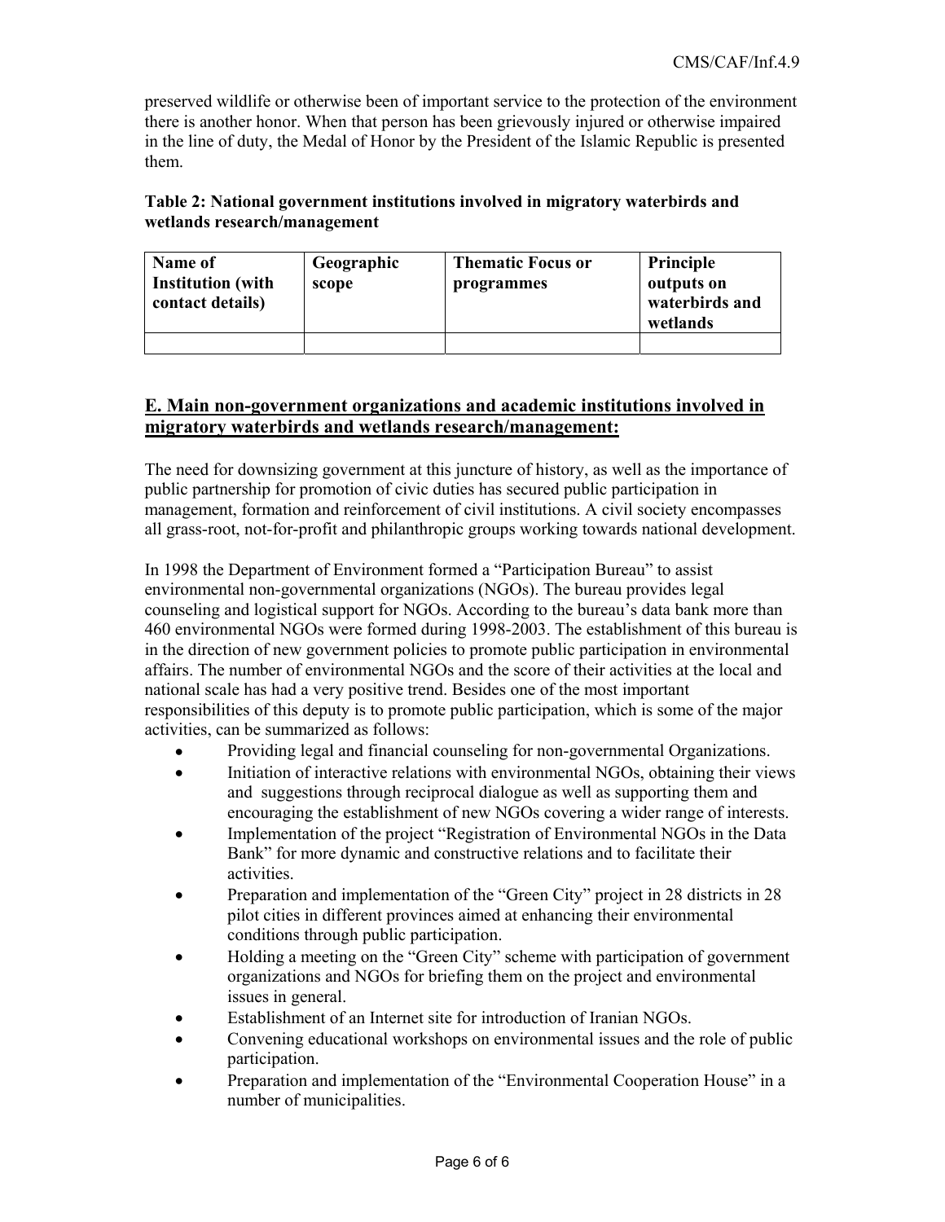preserved wildlife or otherwise been of important service to the protection of the environment there is another honor. When that person has been grievously injured or otherwise impaired in the line of duty, the Medal of Honor by the President of the Islamic Republic is presented them.

**Table 2: National government institutions involved in migratory waterbirds and wetlands research/management**

| Name of Institution (with contact details) | Geographic scope | Thematic Focus or programmes | Principle outputs on waterbirds and wetlands |
|---|---|---|---|
| | | | |

## E. Main non-government organizations and academic institutions involved in migratory waterbirds and wetlands research/management:

The need for downsizing government at this juncture of history, as well as the importance of public partnership for promotion of civic duties has secured public participation in management, formation and reinforcement of civil institutions. A civil society encompasses all grass-root, not-for-profit and philanthropic groups working towards national development.

In 1998 the Department of Environment formed a "Participation Bureau" to assist environmental non-governmental organizations (NGOs). The bureau provides legal counseling and logistical support for NGOs. According to the bureau's data bank more than 460 environmental NGOs were formed during 1998-2003. The establishment of this bureau is in the direction of new government policies to promote public participation in environmental affairs. The number of environmental NGOs and the score of their activities at the local and national scale has had a very positive trend. Besides one of the most important responsibilities of this deputy is to promote public participation, which is some of the major activities, can be summarized as follows:

- Providing legal and financial counseling for non-governmental Organizations.
- Initiation of interactive relations with environmental NGOs, obtaining their views and suggestions through reciprocal dialogue as well as supporting them and encouraging the establishment of new NGOs covering a wider range of interests.
- Implementation of the project "Registration of Environmental NGOs in the Data Bank" for more dynamic and constructive relations and to facilitate their activities.
- Preparation and implementation of the "Green City" project in 28 districts in 28 pilot cities in different provinces aimed at enhancing their environmental conditions through public participation.
- Holding a meeting on the "Green City" scheme with participation of government organizations and NGOs for briefing them on the project and environmental issues in general.
- Establishment of an Internet site for introduction of Iranian NGOs.
- Convening educational workshops on environmental issues and the role of public participation.
- Preparation and implementation of the "Environmental Cooperation House" in a number of municipalities.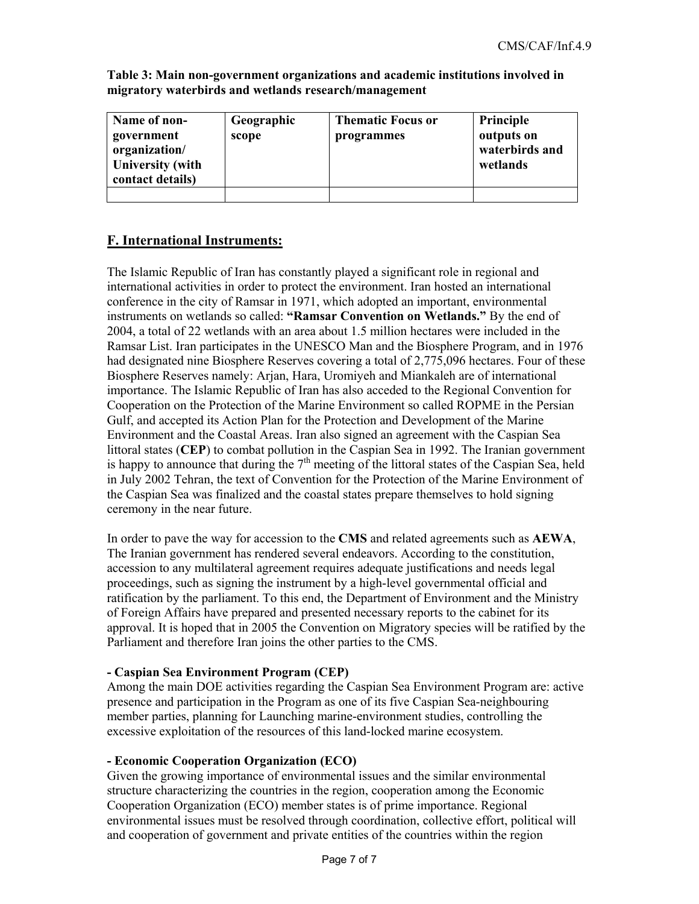**Table 3: Main non-government organizations and academic institutions involved in migratory waterbirds and wetlands research/management**

| Name of non-government organization/ University (with contact details) | Geographic scope | Thematic Focus or programmes | Principle outputs on waterbirds and wetlands |
|---|---|---|---|
| | | | |

## F. International Instruments:

The Islamic Republic of Iran has constantly played a significant role in regional and international activities in order to protect the environment. Iran hosted an international conference in the city of Ramsar in 1971, which adopted an important, environmental instruments on wetlands so called: **"Ramsar Convention on Wetlands."** By the end of 2004, a total of 22 wetlands with an area about 1.5 million hectares were included in the Ramsar List. Iran participates in the UNESCO Man and the Biosphere Program, and in 1976 had designated nine Biosphere Reserves covering a total of 2,775,096 hectares. Four of these Biosphere Reserves namely: Arjan, Hara, Uromiyeh and Miankaleh are of international importance. The Islamic Republic of Iran has also acceded to the Regional Convention for Cooperation on the Protection of the Marine Environment so called ROPME in the Persian Gulf, and accepted its Action Plan for the Protection and Development of the Marine Environment and the Coastal Areas. Iran also signed an agreement with the Caspian Sea littoral states (**CEP**) to combat pollution in the Caspian Sea in 1992. The Iranian government is happy to announce that during the 7th meeting of the littoral states of the Caspian Sea, held in July 2002 Tehran, the text of Convention for the Protection of the Marine Environment of the Caspian Sea was finalized and the coastal states prepare themselves to hold signing ceremony in the near future.

In order to pave the way for accession to the **CMS** and related agreements such as **AEWA**, The Iranian government has rendered several endeavors. According to the constitution, accession to any multilateral agreement requires adequate justifications and needs legal proceedings, such as signing the instrument by a high-level governmental official and ratification by the parliament. To this end, the Department of Environment and the Ministry of Foreign Affairs have prepared and presented necessary reports to the cabinet for its approval. It is hoped that in 2005 the Convention on Migratory species will be ratified by the Parliament and therefore Iran joins the other parties to the CMS.

**- Caspian Sea Environment Program (CEP)**

Among the main DOE activities regarding the Caspian Sea Environment Program are: active presence and participation in the Program as one of its five Caspian Sea-neighbouring member parties, planning for Launching marine-environment studies, controlling the excessive exploitation of the resources of this land-locked marine ecosystem.

**- Economic Cooperation Organization (ECO)**

Given the growing importance of environmental issues and the similar environmental structure characterizing the countries in the region, cooperation among the Economic Cooperation Organization (ECO) member states is of prime importance. Regional environmental issues must be resolved through coordination, collective effort, political will and cooperation of government and private entities of the countries within the region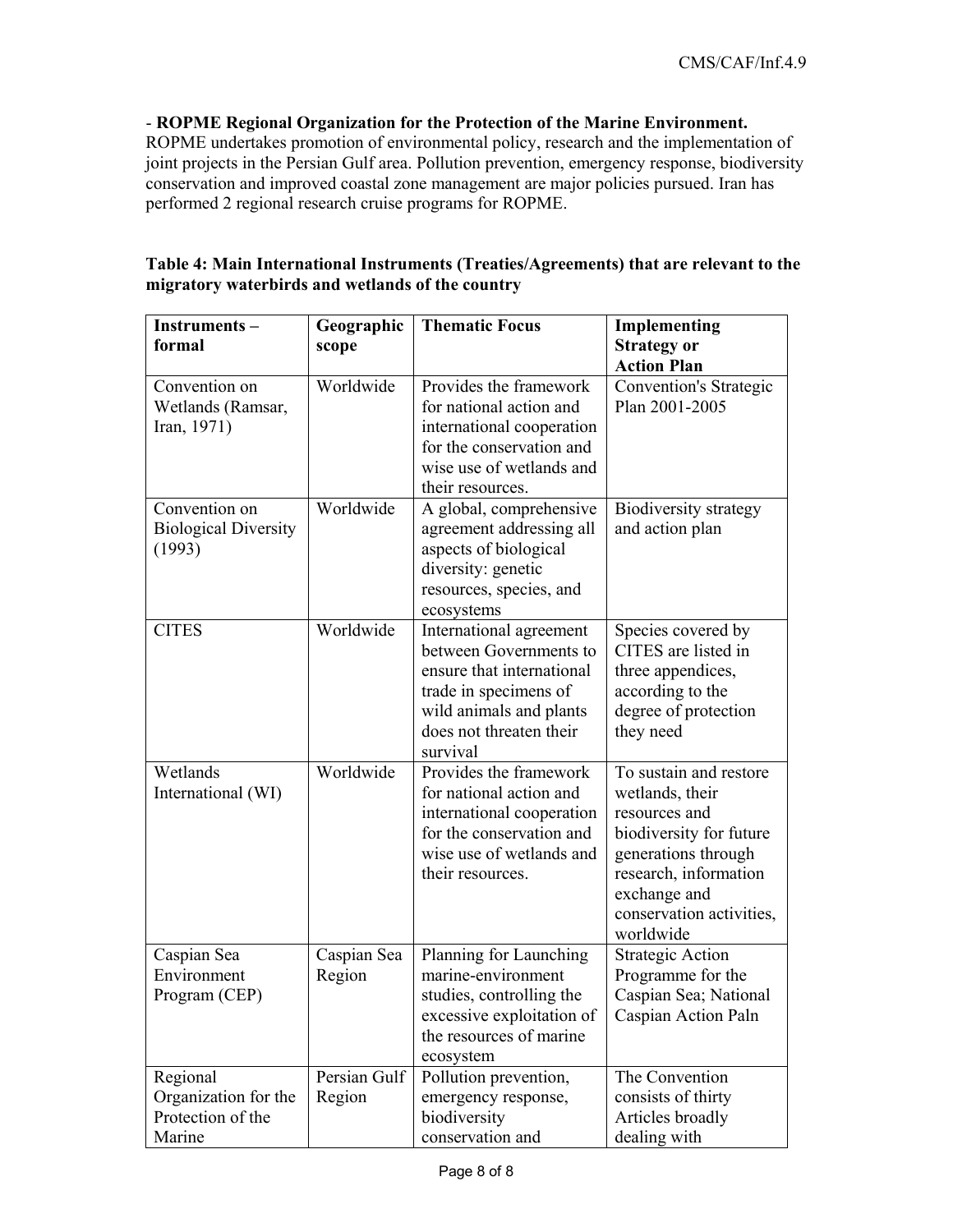- **ROPME Regional Organization for the Protection of the Marine Environment.** ROPME undertakes promotion of environmental policy, research and the implementation of joint projects in the Persian Gulf area. Pollution prevention, emergency response, biodiversity conservation and improved coastal zone management are major policies pursued. Iran has performed 2 regional research cruise programs for ROPME.

**Table 4: Main International Instruments (Treaties/Agreements) that are relevant to the migratory waterbirds and wetlands of the country**

| Instruments – formal | Geographic scope | Thematic Focus | Implementing Strategy or Action Plan |
|---|---|---|---|
| Convention on Wetlands (Ramsar, Iran, 1971) | Worldwide | Provides the framework for national action and international cooperation for the conservation and wise use of wetlands and their resources. | Convention's Strategic Plan 2001-2005 |
| Convention on Biological Diversity (1993) | Worldwide | A global, comprehensive agreement addressing all aspects of biological diversity: genetic resources, species, and ecosystems | Biodiversity strategy and action plan |
| CITES | Worldwide | International agreement between Governments to ensure that international trade in specimens of wild animals and plants does not threaten their survival | Species covered by CITES are listed in three appendices, according to the degree of protection they need |
| Wetlands International (WI) | Worldwide | Provides the framework for national action and international cooperation for the conservation and wise use of wetlands and their resources. | To sustain and restore wetlands, their resources and biodiversity for future generations through research, information exchange and conservation activities, worldwide |
| Caspian Sea Environment Program (CEP) | Caspian Sea Region | Planning for Launching marine-environment studies, controlling the excessive exploitation of the resources of marine ecosystem | Strategic Action Programme for the Caspian Sea; National Caspian Action Paln |
| Regional Organization for the Protection of the Marine | Persian Gulf Region | Pollution prevention, emergency response, biodiversity conservation and | The Convention consists of thirty Articles broadly dealing with |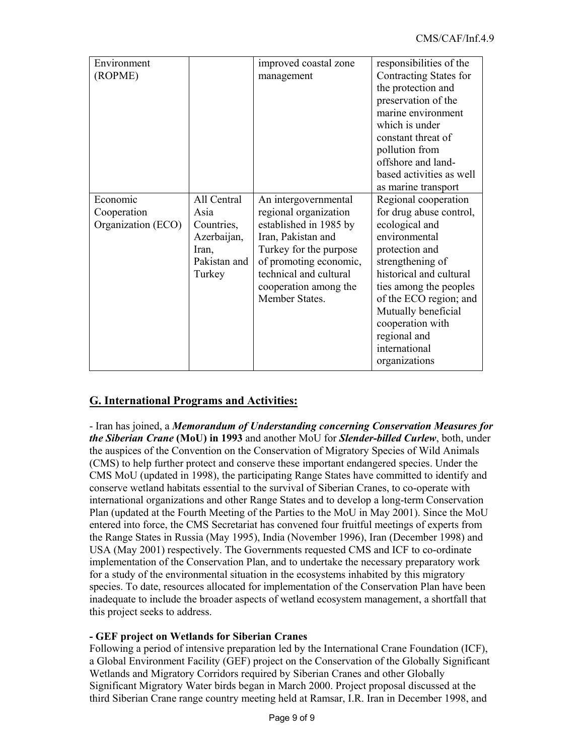| Environment (ROPME) | | improved coastal zone management | responsibilities of the Contracting States for the protection and preservation of the marine environment which is under constant threat of pollution from offshore and land-based activities as well as marine transport |
|---|---|---|---|
| Economic Cooperation Organization (ECO) | All Central Asia Countries, Azerbaijan, Iran, Pakistan and Turkey | An intergovernmental regional organization established in 1985 by Iran, Pakistan and Turkey for the purpose of promoting economic, technical and cultural cooperation among the Member States. | Regional cooperation for drug abuse control, ecological and environmental protection and strengthening of historical and cultural ties among the peoples of the ECO region; and Mutually beneficial cooperation with regional and international organizations |

## G. International Programs and Activities:

- Iran has joined, a ***Memorandum of Understanding concerning Conservation Measures for the Siberian Crane*** **(MoU) in 1993** and another MoU for ***Slender-billed Curlew***, both, under the auspices of the Convention on the Conservation of Migratory Species of Wild Animals (CMS) to help further protect and conserve these important endangered species. Under the CMS MoU (updated in 1998), the participating Range States have committed to identify and conserve wetland habitats essential to the survival of Siberian Cranes, to co-operate with international organizations and other Range States and to develop a long-term Conservation Plan (updated at the Fourth Meeting of the Parties to the MoU in May 2001). Since the MoU entered into force, the CMS Secretariat has convened four fruitful meetings of experts from the Range States in Russia (May 1995), India (November 1996), Iran (December 1998) and USA (May 2001) respectively. The Governments requested CMS and ICF to co-ordinate implementation of the Conservation Plan, and to undertake the necessary preparatory work for a study of the environmental situation in the ecosystems inhabited by this migratory species. To date, resources allocated for implementation of the Conservation Plan have been inadequate to include the broader aspects of wetland ecosystem management, a shortfall that this project seeks to address.

**- GEF project on Wetlands for Siberian Cranes**

Following a period of intensive preparation led by the International Crane Foundation (ICF), a Global Environment Facility (GEF) project on the Conservation of the Globally Significant Wetlands and Migratory Corridors required by Siberian Cranes and other Globally Significant Migratory Water birds began in March 2000. Project proposal discussed at the third Siberian Crane range country meeting held at Ramsar, I.R. Iran in December 1998, and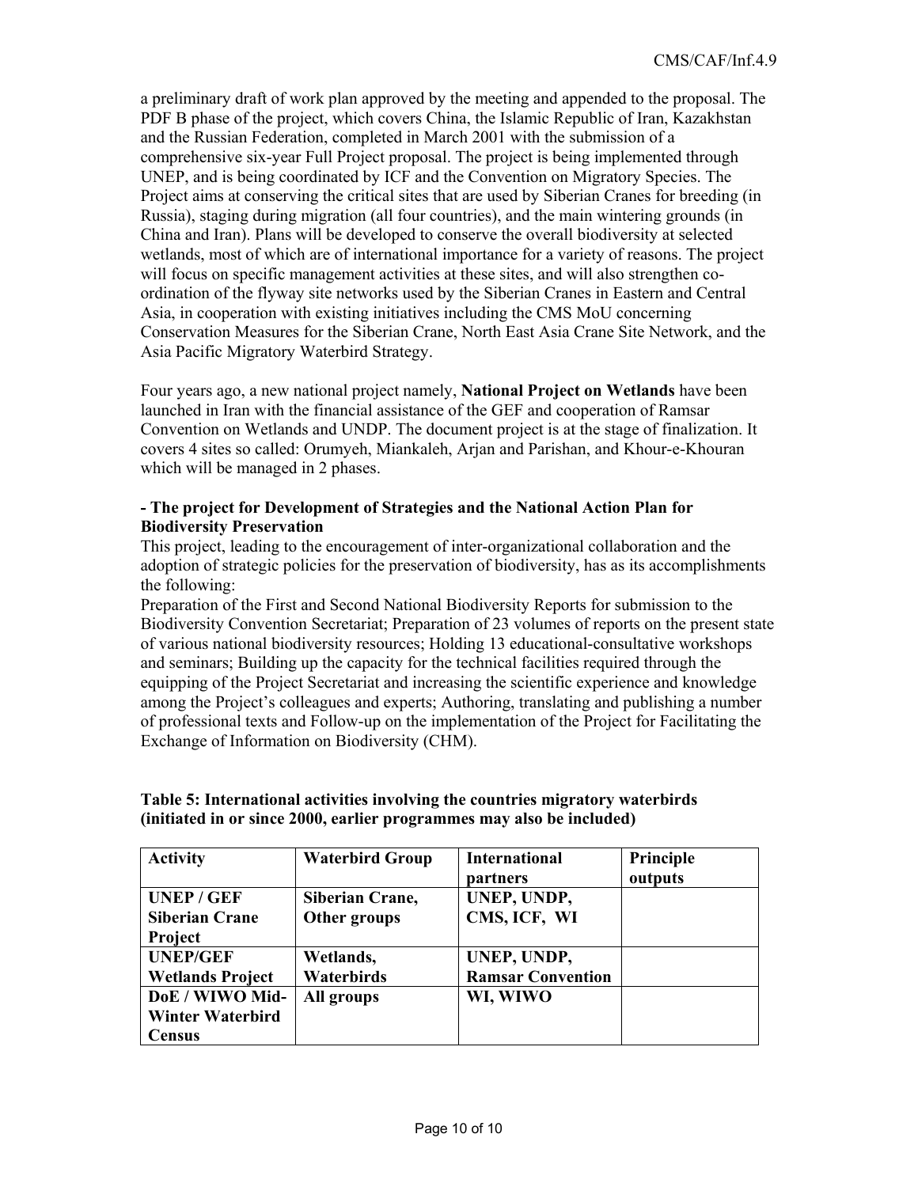a preliminary draft of work plan approved by the meeting and appended to the proposal. The PDF B phase of the project, which covers China, the Islamic Republic of Iran, Kazakhstan and the Russian Federation, completed in March 2001 with the submission of a comprehensive six-year Full Project proposal. The project is being implemented through UNEP, and is being coordinated by ICF and the Convention on Migratory Species. The Project aims at conserving the critical sites that are used by Siberian Cranes for breeding (in Russia), staging during migration (all four countries), and the main wintering grounds (in China and Iran). Plans will be developed to conserve the overall biodiversity at selected wetlands, most of which are of international importance for a variety of reasons. The project will focus on specific management activities at these sites, and will also strengthen co-ordination of the flyway site networks used by the Siberian Cranes in Eastern and Central Asia, in cooperation with existing initiatives including the CMS MoU concerning Conservation Measures for the Siberian Crane, North East Asia Crane Site Network, and the Asia Pacific Migratory Waterbird Strategy.

Four years ago, a new national project namely, **National Project on Wetlands** have been launched in Iran with the financial assistance of the GEF and cooperation of Ramsar Convention on Wetlands and UNDP. The document project is at the stage of finalization. It covers 4 sites so called: Orumyeh, Miankaleh, Arjan and Parishan, and Khour-e-Khouran which will be managed in 2 phases.

**- The project for Development of Strategies and the National Action Plan for Biodiversity Preservation**

This project, leading to the encouragement of inter-organizational collaboration and the adoption of strategic policies for the preservation of biodiversity, has as its accomplishments the following:

Preparation of the First and Second National Biodiversity Reports for submission to the Biodiversity Convention Secretariat; Preparation of 23 volumes of reports on the present state of various national biodiversity resources; Holding 13 educational-consultative workshops and seminars; Building up the capacity for the technical facilities required through the equipping of the Project Secretariat and increasing the scientific experience and knowledge among the Project's colleagues and experts; Authoring, translating and publishing a number of professional texts and Follow-up on the implementation of the Project for Facilitating the Exchange of Information on Biodiversity (CHM).

**Table 5: International activities involving the countries migratory waterbirds (initiated in or since 2000, earlier programmes may also be included)**

| Activity | Waterbird Group | International partners | Principle outputs |
|---|---|---|---|
| **UNEP / GEF Siberian Crane Project** | **Siberian Crane, Other groups** | **UNEP, UNDP, CMS, ICF, WI** | |
| **UNEP/GEF Wetlands Project** | **Wetlands, Waterbirds** | **UNEP, UNDP, Ramsar Convention** | |
| **DoE / WIWO Mid-Winter Waterbird Census** | **All groups** | **WI, WIWO** | |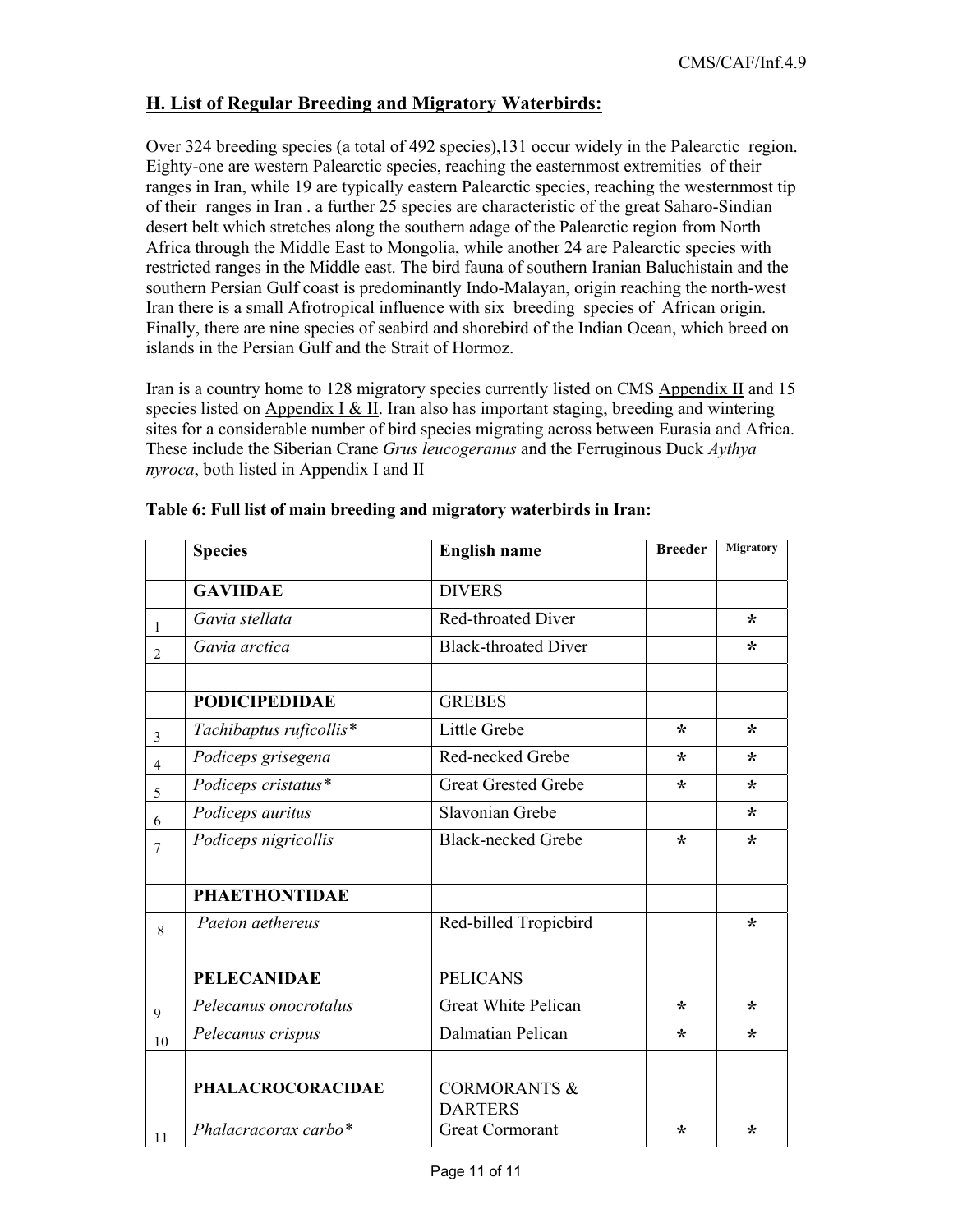## H. List of Regular Breeding and Migratory Waterbirds:

Over 324 breeding species (a total of 492 species),131 occur widely in the Palearctic region. Eighty-one are western Palearctic species, reaching the easternmost extremities of their ranges in Iran, while 19 are typically eastern Palearctic species, reaching the westernmost tip of their ranges in Iran . a further 25 species are characteristic of the great Saharo-Sindian desert belt which stretches along the southern adage of the Palearctic region from North Africa through the Middle East to Mongolia, while another 24 are Palearctic species with restricted ranges in the Middle east. The bird fauna of southern Iranian Baluchistain and the southern Persian Gulf coast is predominantly Indo-Malayan, origin reaching the north-west Iran there is a small Afrotropical influence with six breeding species of African origin. Finally, there are nine species of seabird and shorebird of the Indian Ocean, which breed on islands in the Persian Gulf and the Strait of Hormoz.

Iran is a country home to 128 migratory species currently listed on CMS Appendix II and 15 species listed on Appendix I & II. Iran also has important staging, breeding and wintering sites for a considerable number of bird species migrating across between Eurasia and Africa. These include the Siberian Crane *Grus leucogeranus* and the Ferruginous Duck *Aythya nyroca*, both listed in Appendix I and II

**Table 6: Full list of main breeding and migratory waterbirds in Iran:**

| | Species | English name | Breeder | Migratory |
|---|---|---|---|---|
| | **GAVIIDAE** | DIVERS | | |
| 1 | *Gavia stellata* | Red-throated Diver | | * |
| 2 | *Gavia arctica* | Black-throated Diver | | * |
| | | | | |
| | **PODICIPEDIDAE** | GREBES | | |
| 3 | *Tachibaptus ruficollis** | Little Grebe | * | * |
| 4 | *Podiceps grisegena* | Red-necked Grebe | * | * |
| 5 | *Podiceps cristatus** | Great Grested Grebe | * | * |
| 6 | *Podiceps auritus* | Slavonian Grebe | | * |
| 7 | *Podiceps nigricollis* | Black-necked Grebe | * | * |
| | | | | |
| | **PHAETHONTIDAE** | | | |
| 8 | *Paeton aethereus* | Red-billed Tropicbird | | * |
| | | | | |
| | **PELECANIDAE** | PELICANS | | |
| 9 | *Pelecanus onocrotalus* | Great White Pelican | * | * |
| 10 | *Pelecanus crispus* | Dalmatian Pelican | * | * |
| | | | | |
| | **PHALACROCORACIDAE** | CORMORANTS & DARTERS | | |
| 11 | *Phalacracorax carbo** | Great Cormorant | * | * |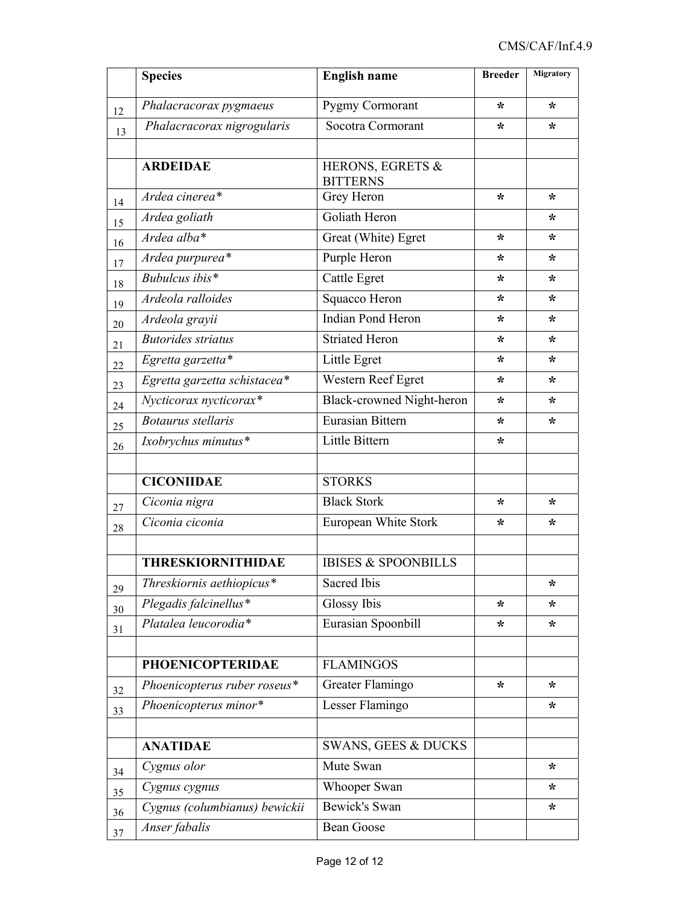| | Species | English name | Breeder | Migratory |
|---|---|---|---|---|
| 12 | *Phalacracorax pygmaeus* | Pygmy Cormorant | * | * |
| 13 | *Phalacracorax nigrogularis* | Socotra Cormorant | * | * |
| | | | | |
| | **ARDEIDAE** | HERONS, EGRETS & BITTERNS | | |
| 14 | *Ardea cinerea** | Grey Heron | * | * |
| 15 | *Ardea goliath* | Goliath Heron | | * |
| 16 | *Ardea alba** | Great (White) Egret | * | * |
| 17 | *Ardea purpurea** | Purple Heron | * | * |
| 18 | *Bubulcus ibis** | Cattle Egret | * | * |
| 19 | *Ardeola ralloides* | Squacco Heron | * | * |
| 20 | *Ardeola grayii* | Indian Pond Heron | * | * |
| 21 | *Butorides striatus* | Striated Heron | * | * |
| 22 | *Egretta garzetta** | Little Egret | * | * |
| 23 | *Egretta garzetta schistacea** | Western Reef Egret | * | * |
| 24 | *Nycticorax nycticorax** | Black-crowned Night-heron | * | * |
| 25 | *Botaurus stellaris* | Eurasian Bittern | * | * |
| 26 | *Ixobrychus minutus** | Little Bittern | * | |
| | | | | |
| | **CICONIIDAE** | STORKS | | |
| 27 | *Ciconia nigra* | Black Stork | * | * |
| 28 | *Ciconia ciconia* | European White Stork | * | * |
| | | | | |
| | **THRESKIORNITHIDAE** | IBISES & SPOONBILLS | | |
| 29 | *Threskiornis aethiopicus** | Sacred Ibis | | * |
| 30 | *Plegadis falcinellus** | Glossy Ibis | * | * |
| 31 | *Platalea leucorodia** | Eurasian Spoonbill | * | * |
| | | | | |
| | **PHOENICOPTERIDAE** | FLAMINGOS | | |
| 32 | *Phoenicopterus ruber roseus** | Greater Flamingo | * | * |
| 33 | *Phoenicopterus minor** | Lesser Flamingo | | * |
| | | | | |
| | **ANATIDAE** | SWANS, GEES & DUCKS | | |
| 34 | *Cygnus olor* | Mute Swan | | * |
| 35 | *Cygnus cygnus* | Whooper Swan | | * |
| 36 | *Cygnus (columbianus) bewickii* | Bewick's Swan | | * |
| 37 | *Anser fabalis* | Bean Goose | | |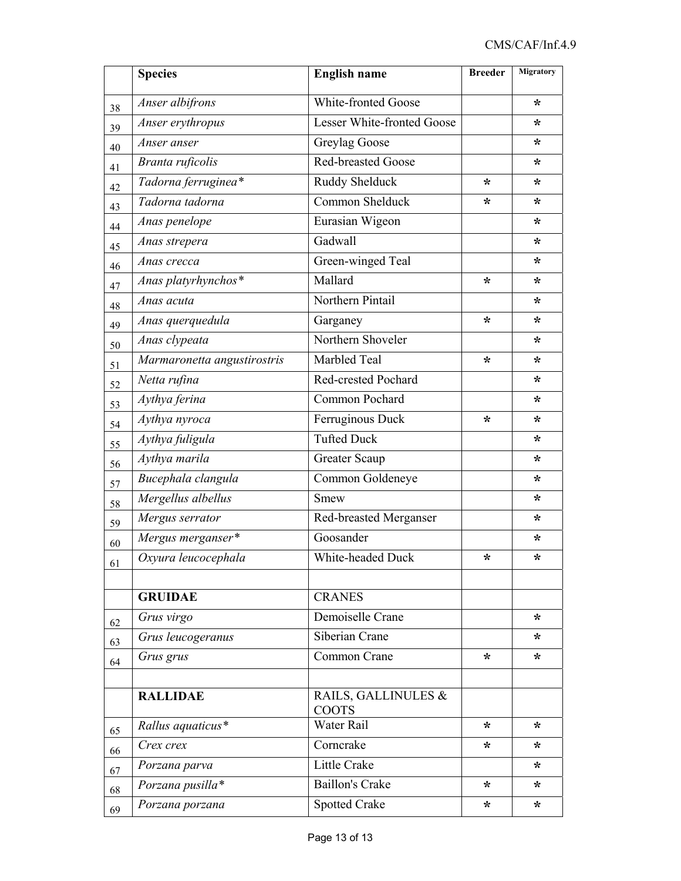|  | Species | English name | Breeder | Migratory |
|---|---|---|---|---|
| 38 | *Anser albifrons* | White-fronted Goose |  | * |
| 39 | *Anser erythropus* | Lesser White-fronted Goose |  | * |
| 40 | *Anser anser* | Greylag Goose |  | * |
| 41 | *Branta ruficolis* | Red-breasted Goose |  | * |
| 42 | *Tadorna ferruginea** | Ruddy Shelduck | * | * |
| 43 | *Tadorna tadorna* | Common Shelduck | * | * |
| 44 | *Anas penelope* | Eurasian Wigeon |  | * |
| 45 | *Anas strepera* | Gadwall |  | * |
| 46 | *Anas crecca* | Green-winged Teal |  | * |
| 47 | *Anas platyrhynchos** | Mallard | * | * |
| 48 | *Anas acuta* | Northern Pintail |  | * |
| 49 | *Anas querquedula* | Garganey | * | * |
| 50 | *Anas clypeata* | Northern Shoveler |  | * |
| 51 | *Marmaronetta angustirostris* | Marbled Teal | * | * |
| 52 | *Netta rufina* | Red-crested Pochard |  | * |
| 53 | *Aythya ferina* | Common Pochard |  | * |
| 54 | *Aythya nyroca* | Ferruginous Duck | * | * |
| 55 | *Aythya fuligula* | Tufted Duck |  | * |
| 56 | *Aythya marila* | Greater Scaup |  | * |
| 57 | *Bucephala clangula* | Common Goldeneye |  | * |
| 58 | *Mergellus albellus* | Smew |  | * |
| 59 | *Mergus serrator* | Red-breasted Merganser |  | * |
| 60 | *Mergus merganser** | Goosander |  | * |
| 61 | *Oxyura leucocephala* | White-headed Duck | * | * |
|  |  |  |  |  |
|  | **GRUIDAE** | CRANES |  |  |
| 62 | *Grus virgo* | Demoiselle Crane |  | * |
| 63 | *Grus leucogeranus* | Siberian Crane |  | * |
| 64 | *Grus grus* | Common Crane | * | * |
|  |  |  |  |  |
|  | **RALLIDAE** | RAILS, GALLINULES & COOTS |  |  |
| 65 | *Rallus aquaticus** | Water Rail | * | * |
| 66 | *Crex crex* | Corncrake | * | * |
| 67 | *Porzana parva* | Little Crake |  | * |
| 68 | *Porzana pusilla** | Baillon's Crake | * | * |
| 69 | *Porzana porzana* | Spotted Crake | * | * |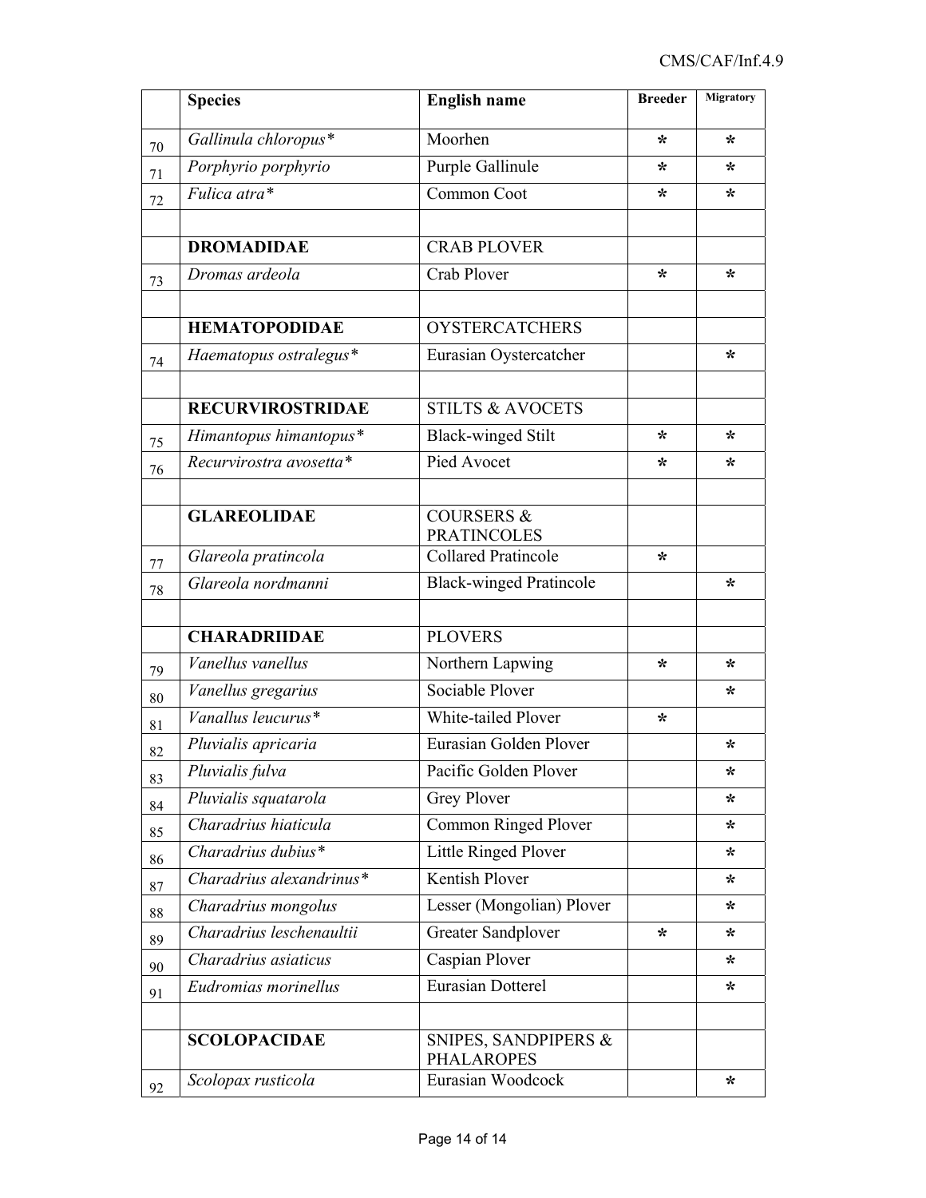| | Species | English name | Breeder | Migratory |
|---|---|---|---|---|
| 70 | *Gallinula chloropus** | Moorhen | * | * |
| 71 | *Porphyrio porphyrio* | Purple Gallinule | * | * |
| 72 | *Fulica atra** | Common Coot | * | * |
| | | | | |
| | **DROMADIDAE** | CRAB PLOVER | | |
| 73 | *Dromas ardeola* | Crab Plover | * | * |
| | | | | |
| | **HEMATOPODIDAE** | OYSTERCATCHERS | | |
| 74 | *Haematopus ostralegus** | Eurasian Oystercatcher | | * |
| | | | | |
| | **RECURVIROSTRIDAE** | STILTS & AVOCETS | | |
| 75 | *Himantopus himantopus** | Black-winged Stilt | * | * |
| 76 | *Recurvirostra avosetta** | Pied Avocet | * | * |
| | | | | |
| | **GLAREOLIDAE** | COURSERS & PRATINCOLES | | |
| 77 | *Glareola pratincola* | Collared Pratincole | * | |
| 78 | *Glareola nordmanni* | Black-winged Pratincole | | * |
| | | | | |
| | **CHARADRIIDAE** | PLOVERS | | |
| 79 | *Vanellus vanellus* | Northern Lapwing | * | * |
| 80 | *Vanellus gregarius* | Sociable Plover | | * |
| 81 | *Vanallus leucurus** | White-tailed Plover | * | |
| 82 | *Pluvialis apricaria* | Eurasian Golden Plover | | * |
| 83 | *Pluvialis fulva* | Pacific Golden Plover | | * |
| 84 | *Pluvialis squatarola* | Grey Plover | | * |
| 85 | *Charadrius hiaticula* | Common Ringed Plover | | * |
| 86 | *Charadrius dubius** | Little Ringed Plover | | * |
| 87 | *Charadrius alexandrinus** | Kentish Plover | | * |
| 88 | *Charadrius mongolus* | Lesser (Mongolian) Plover | | * |
| 89 | *Charadrius leschenaultii* | Greater Sandplover | * | * |
| 90 | *Charadrius asiaticus* | Caspian Plover | | * |
| 91 | *Eudromias morinellus* | Eurasian Dotterel | | * |
| | | | | |
| | **SCOLOPACIDAE** | SNIPES, SANDPIPERS & PHALAROPES | | |
| 92 | *Scolopax rusticola* | Eurasian Woodcock | | * |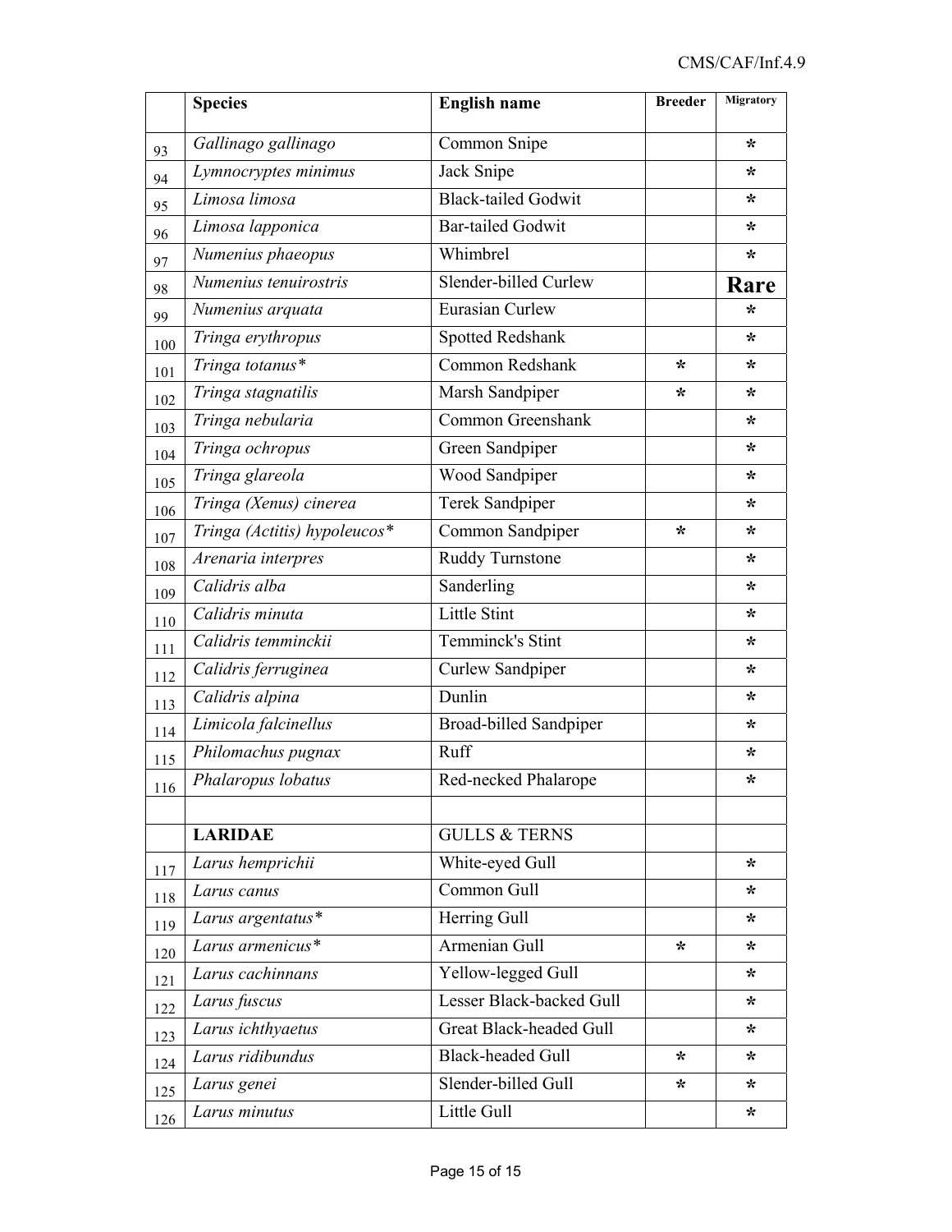| | Species | English name | Breeder | Migratory |
|---|---|---|---|---|
| 93 | *Gallinago gallinago* | Common Snipe | | * |
| 94 | *Lymnocryptes minimus* | Jack Snipe | | * |
| 95 | *Limosa limosa* | Black-tailed Godwit | | * |
| 96 | *Limosa lapponica* | Bar-tailed Godwit | | * |
| 97 | *Numenius phaeopus* | Whimbrel | | * |
| 98 | *Numenius tenuirostris* | Slender-billed Curlew | | **Rare** |
| 99 | *Numenius arquata* | Eurasian Curlew | | * |
| 100 | *Tringa erythropus* | Spotted Redshank | | * |
| 101 | *Tringa totanus** | Common Redshank | * | * |
| 102 | *Tringa stagnatilis* | Marsh Sandpiper | * | * |
| 103 | *Tringa nebularia* | Common Greenshank | | * |
| 104 | *Tringa ochropus* | Green Sandpiper | | * |
| 105 | *Tringa glareola* | Wood Sandpiper | | * |
| 106 | *Tringa (Xenus) cinerea* | Terek Sandpiper | | * |
| 107 | *Tringa (Actitis) hypoleucos** | Common Sandpiper | * | * |
| 108 | *Arenaria interpres* | Ruddy Turnstone | | * |
| 109 | *Calidris alba* | Sanderling | | * |
| 110 | *Calidris minuta* | Little Stint | | * |
| 111 | *Calidris temminckii* | Temminck's Stint | | * |
| 112 | *Calidris ferruginea* | Curlew Sandpiper | | * |
| 113 | *Calidris alpina* | Dunlin | | * |
| 114 | *Limicola falcinellus* | Broad-billed Sandpiper | | * |
| 115 | *Philomachus pugnax* | Ruff | | * |
| 116 | *Phalaropus lobatus* | Red-necked Phalarope | | * |
| | | | | |
| | **LARIDAE** | GULLS & TERNS | | |
| 117 | *Larus hemprichii* | White-eyed Gull | | * |
| 118 | *Larus canus* | Common Gull | | * |
| 119 | *Larus argentatus** | Herring Gull | | * |
| 120 | *Larus armenicus** | Armenian Gull | * | * |
| 121 | *Larus cachinnans* | Yellow-legged Gull | | * |
| 122 | *Larus fuscus* | Lesser Black-backed Gull | | * |
| 123 | *Larus ichthyaetus* | Great Black-headed Gull | | * |
| 124 | *Larus ridibundus* | Black-headed Gull | * | * |
| 125 | *Larus genei* | Slender-billed Gull | * | * |
| 126 | *Larus minutus* | Little Gull | | * |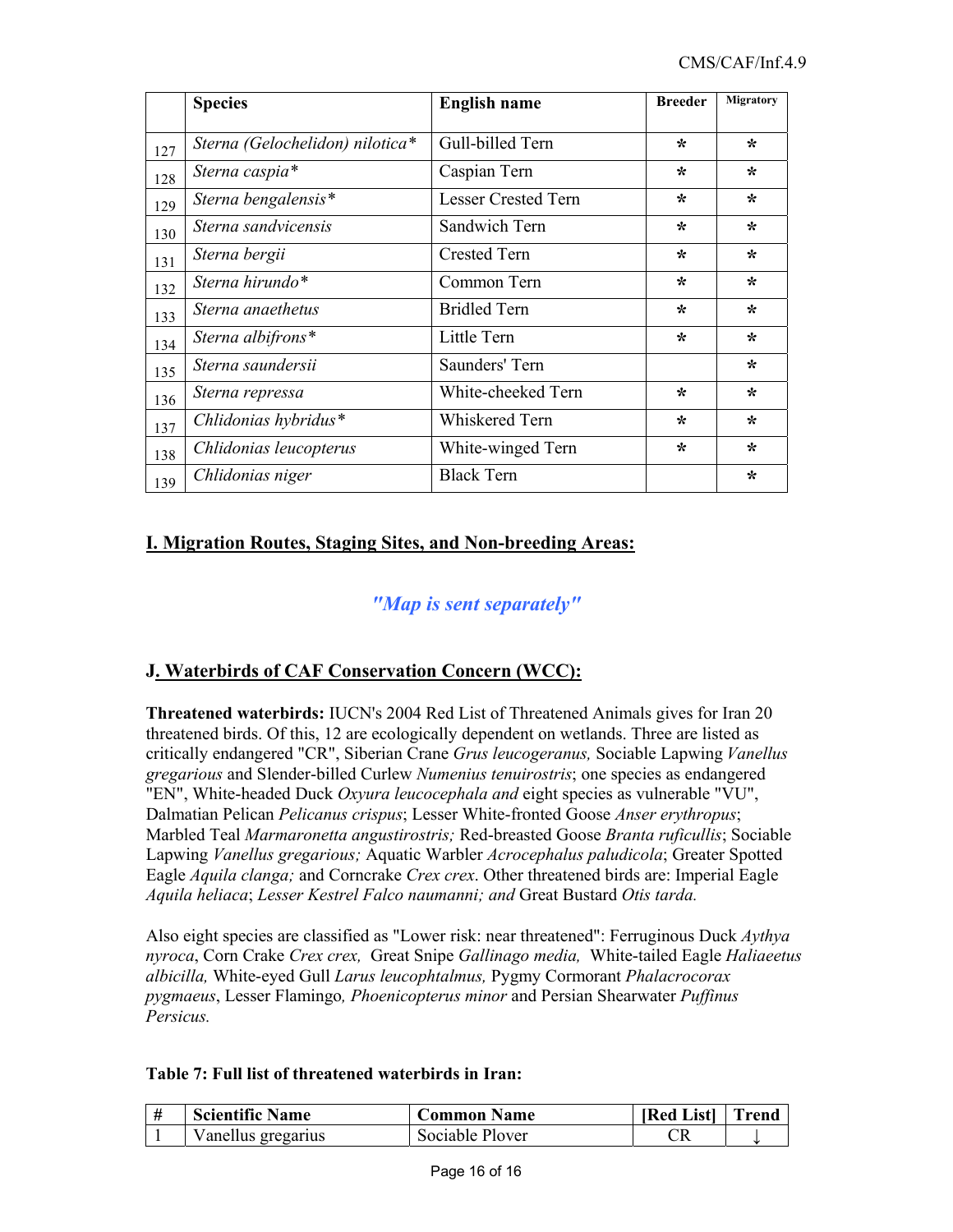|  | Species | English name | Breeder | Migratory |
|---|---|---|---|---|
| 127 | *Sterna (Gelochelidon) nilotica** | Gull-billed Tern | * | * |
| 128 | *Sterna caspia** | Caspian Tern | * | * |
| 129 | *Sterna bengalensis** | Lesser Crested Tern | * | * |
| 130 | *Sterna sandvicensis* | Sandwich Tern | * | * |
| 131 | *Sterna bergii* | Crested Tern | * | * |
| 132 | *Sterna hirundo** | Common Tern | * | * |
| 133 | *Sterna anaethetus* | Bridled Tern | * | * |
| 134 | *Sterna albifrons** | Little Tern | * | * |
| 135 | *Sterna saundersii* | Saunders' Tern |  | * |
| 136 | *Sterna repressa* | White-cheeked Tern | * | * |
| 137 | *Chlidonias hybridus** | Whiskered Tern | * | * |
| 138 | *Chlidonias leucopterus* | White-winged Tern | * | * |
| 139 | *Chlidonias niger* | Black Tern |  | * |

## I. Migration Routes, Staging Sites, and Non-breeding Areas:

***"Map is sent separately"***

## J. Waterbirds of CAF Conservation Concern (WCC):

**Threatened waterbirds:** IUCN's 2004 Red List of Threatened Animals gives for Iran 20 threatened birds. Of this, 12 are ecologically dependent on wetlands. Three are listed as critically endangered "CR", Siberian Crane *Grus leucogeranus,* Sociable Lapwing *Vanellus gregarious* and Slender-billed Curlew *Numenius tenuirostris*; one species as endangered "EN", White-headed Duck *Oxyura leucocephala and* eight species as vulnerable "VU", Dalmatian Pelican *Pelicanus crispus*; Lesser White-fronted Goose *Anser erythropus*; Marbled Teal *Marmaronetta angustirostris;* Red-breasted Goose *Branta ruficullis*; Sociable Lapwing *Vanellus gregarious;* Aquatic Warbler *Acrocephalus paludicola*; Greater Spotted Eagle *Aquila clanga;* and Corncrake *Crex crex*. Other threatened birds are: Imperial Eagle *Aquila heliaca*; *Lesser Kestrel Falco naumanni; and* Great Bustard *Otis tarda.*

Also eight species are classified as "Lower risk: near threatened": Ferruginous Duck *Aythya nyroca*, Corn Crake *Crex crex,* Great Snipe *Gallinago media,* White-tailed Eagle *Haliaeetus albicilla,* White-eyed Gull *Larus leucophtalmus,* Pygmy Cormorant *Phalacrocorax pygmaeus*, Lesser Flamingo*, Phoenicopterus minor* and Persian Shearwater *Puffinus Persicus.*

**Table 7: Full list of threatened waterbirds in Iran:**

| # | Scientific Name | Common Name | [Red List] | Trend |
|---|---|---|---|---|
| 1 | Vanellus gregarius | Sociable Plover | CR | ↓ |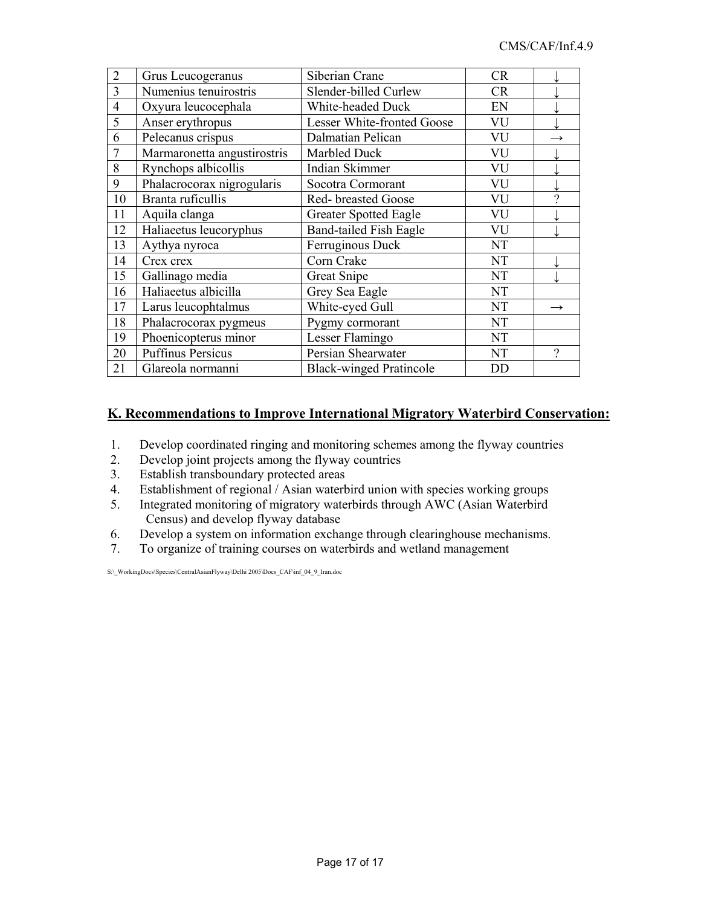| 2 | Grus Leucogeranus | Siberian Crane | CR | ↓ |
|---|---|---|---|---|
| 3 | Numenius tenuirostris | Slender-billed Curlew | CR | ↓ |
| 4 | Oxyura leucocephala | White-headed Duck | EN | ↓ |
| 5 | Anser erythropus | Lesser White-fronted Goose | VU | ↓ |
| 6 | Pelecanus crispus | Dalmatian Pelican | VU | → |
| 7 | Marmaronetta angustirostris | Marbled Duck | VU | ↓ |
| 8 | Rynchops albicollis | Indian Skimmer | VU | ↓ |
| 9 | Phalacrocorax nigrogularis | Socotra Cormorant | VU | ↓ |
| 10 | Branta ruficullis | Red- breasted Goose | VU | ? |
| 11 | Aquila clanga | Greater Spotted Eagle | VU | ↓ |
| 12 | Haliaeetus leucoryphus | Band-tailed Fish Eagle | VU | ↓ |
| 13 | Aythya nyroca | Ferruginous Duck | NT | |
| 14 | Crex crex | Corn Crake | NT | ↓ |
| 15 | Gallinago media | Great Snipe | NT | ↓ |
| 16 | Haliaeetus albicilla | Grey Sea Eagle | NT | |
| 17 | Larus leucophtalmus | White-eyed Gull | NT | → |
| 18 | Phalacrocorax pygmeus | Pygmy cormorant | NT | |
| 19 | Phoenicopterus minor | Lesser Flamingo | NT | |
| 20 | Puffinus Persicus | Persian Shearwater | NT | ? |
| 21 | Glareola normanni | Black-winged Pratincole | DD | |

## K. Recommendations to Improve International Migratory Waterbird Conservation:

1. Develop coordinated ringing and monitoring schemes among the flyway countries
2. Develop joint projects among the flyway countries
3. Establish transboundary protected areas
4. Establishment of regional / Asian waterbird union with species working groups
5. Integrated monitoring of migratory waterbirds through AWC (Asian Waterbird Census) and develop flyway database
6. Develop a system on information exchange through clearinghouse mechanisms.
7. To organize of training courses on waterbirds and wetland management

S:\_WorkingDocs\Species\CentralAsianFlyway\Delhi 2005\Docs_CAF\inf_04_9_Iran.doc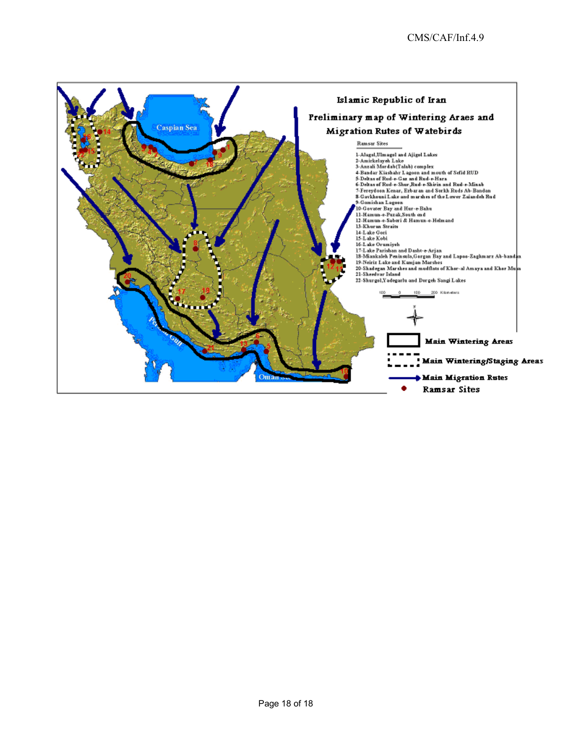Islamic Republic of Iran

Preliminary map of Wintering Araes and Migration Rutes of Watebirds

Ramsar Sites

1-Alagol,Ulmagol and Ajigol Lakes
2-Amirkelayeh Lake
3-Anzali Mordab(Talab) complex
4-Bandar Kiashahr Lagoon and mouth of Sefid RUD
5-Deltas of Rud-e-Gaz and Rud-e-Hara
6-Deltas of Rud-e-Shur,Rud-e-Shirin and Rud-e-Minab
7-Fereydoon Kenar, Ezbaran and Sorkh Ruds Ab-Bandan
8-Gavkhouni Lake and marshes of the Lower Zaiandeh Rud
9-Gomishan Lagoon
10-Govater Bay and Hur-e-Bahu
11-Hamun-e-Puzak,South end
12-Hamun-e-Saberi & Hamun-e-Helmand
13-Khuran Straits
14-Lake Gori
15-Lake Kobi
16-Lake Orumiyeh
17-Lake Parishan and Dasht-e-Arjan
18-Miankaleh Peninsula,Gorgan Bay and Lapoo-Zaghmarz Ab-bandan
19-Neiriz Lake and Kamjan Marshes
20-Shadegan Marshes and mudflats of Khor-al Amaya and Khor Musa
21-Sheedvar Island
22-Shurgol,Yadegarlu and Dorgeh Sangi Lakes

100 0 100 200 Kilometers

Caspian Sea

Persian Gulf

Oman Sea

Main Wintering Areas

Main Wintering/Staging Areas

Main Migration Rutes

Ramsar Sites